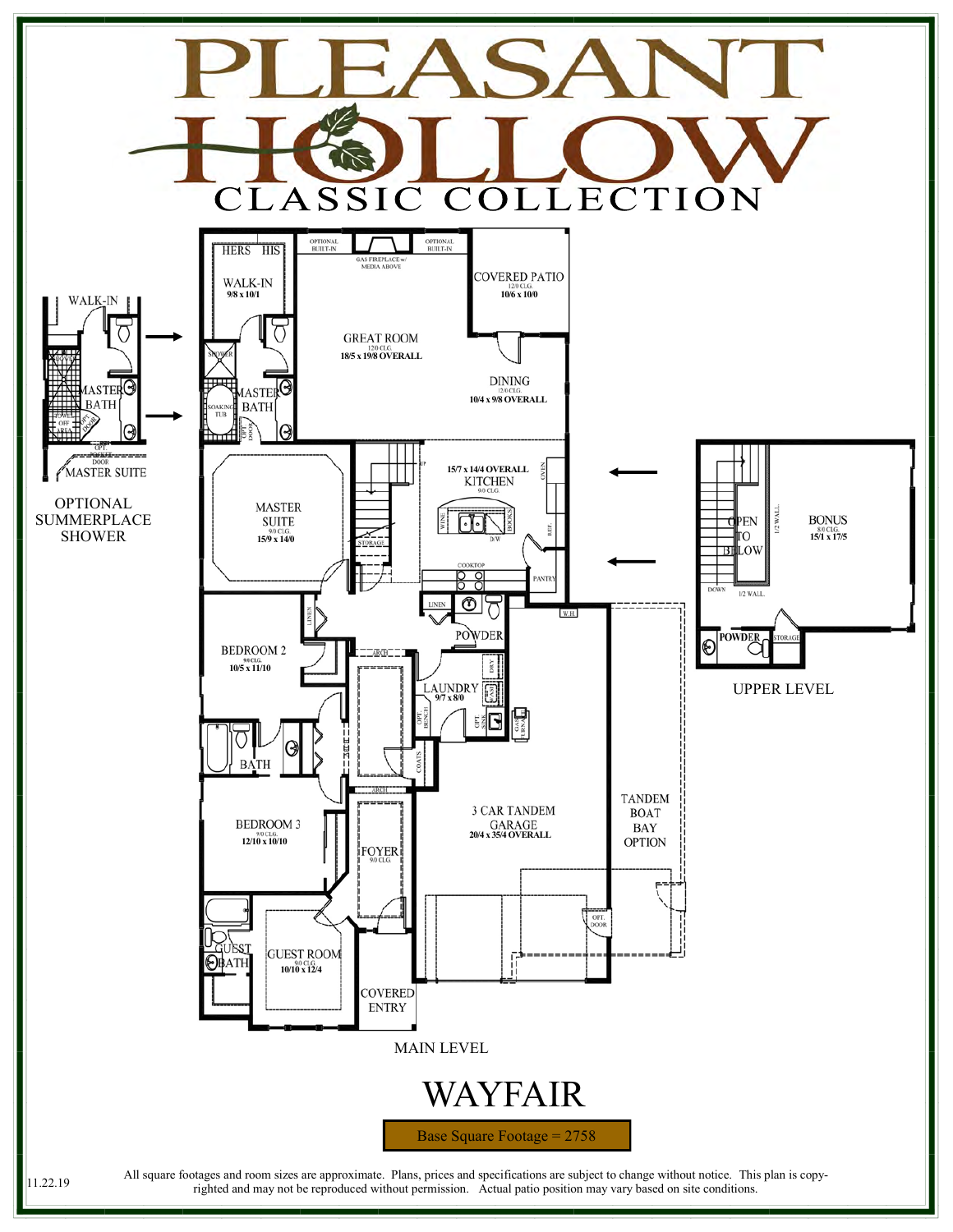# PLEASANT HOLLOW

## CLASSIC COLLECTION

WALK-IN

MASTER BATH

TOWEL OFF AREA

OPT. DOOR

OPT. POCKET DOOR

MASTER SUITE

OPTIONAL SUMMERPLACE SHOWER

HERS HIS

WALK-IN
9/8 x 10/1

SHOWER

SOAKING TUB

MASTER BATH

OPT. DOOR

OPTIONAL BUILT-IN

GAS FIREPLACE w/ MEDIA ABOVE

OPTIONAL BUILT-IN

COVERED PATIO
12/0 CLG.
10/6 x 10/0

GREAT ROOM
12/0 CLG.
18/5 x 19/8 OVERALL

DINING
12/0 CLG.
10/4 x 9/8 OVERALL

MASTER SUITE
9/0 CLG.
15/9 x 14/0

UP

STORAGE

15/7 x 14/4 OVERALL
KITCHEN
9/0 CLG.

WINE

BOOKS

D/W

OVEN

REF.

COOKTOP

PANTRY

LINEN

LINEN

POWDER

W.H.

BEDROOM 2
9/0 CLG.
10/5 x 11/10

ARCH

LAUNDRY
9/7 x 8/0

DRY

WASH

OPT. BENCH

OPT. SINK

GAS FURN.

COATS

BATH

ARCH

BEDROOM 3
9/0 CLG.
12/10 x 10/10

FOYER
9/0 CLG.

3 CAR TANDEM GARAGE
20/4 x 35/4 OVERALL

TANDEM BOAT BAY OPTION

OPT. DOOR

GUEST BATH

GUEST ROOM
9/0 CLG.
10/10 x 12/4

COVERED ENTRY

MAIN LEVEL

OPEN TO BELOW

1/2 WALL

DOWN

1/2 WALL

BONUS
8/0 CLG.
15/1 x 17/5

POWDER

STORAGE

UPPER LEVEL

# WAYFAIR

**Base Square Footage = 2758**

11.22.19

All square footages and room sizes are approximate. Plans, prices and specifications are subject to change without notice. This plan is copyrighted and may not be reproduced without permission. Actual patio position may vary based on site conditions.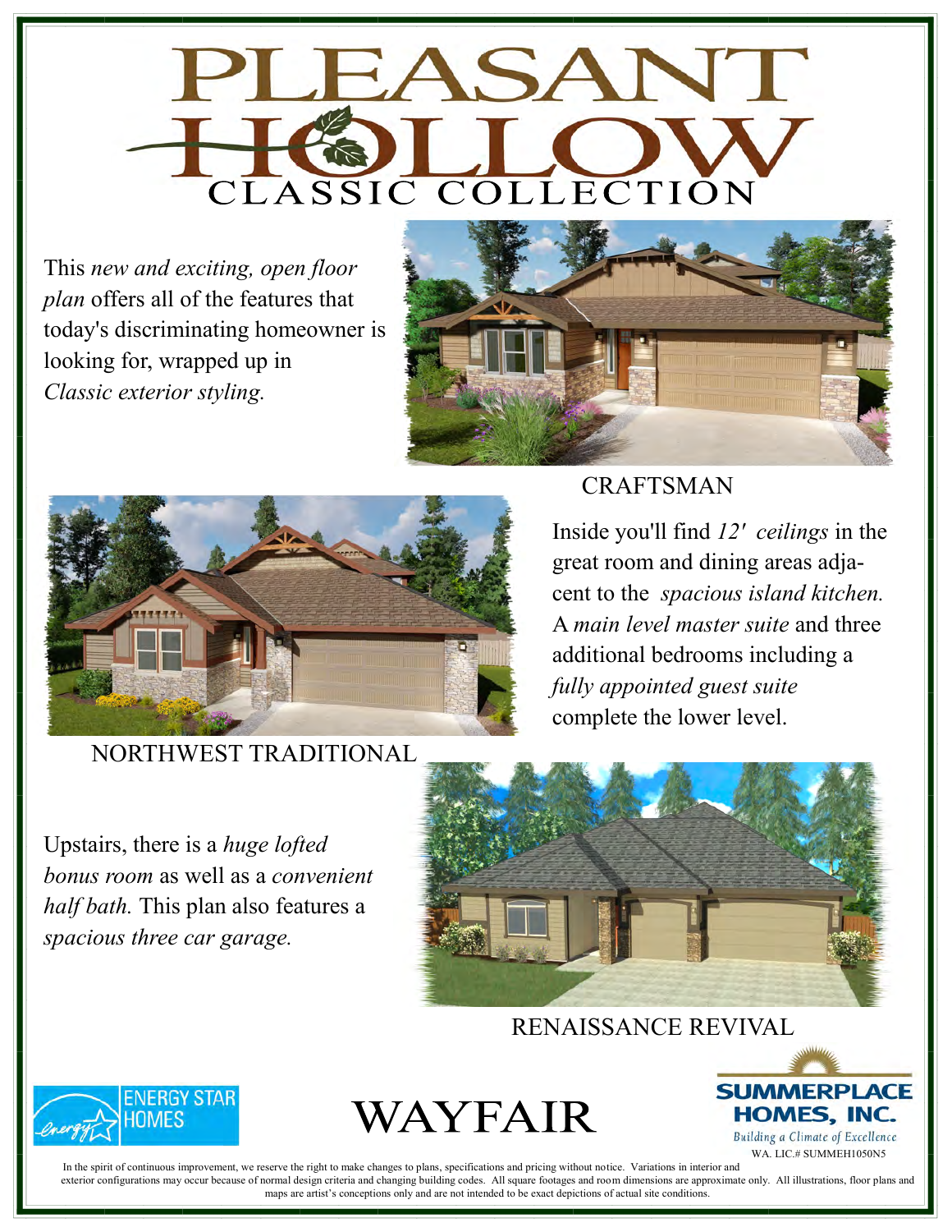# PLEASANT HOLLOW

## CLASSIC COLLECTION

This *new and exciting, open floor plan* offers all of the features that today's discriminating homeowner is looking for, wrapped up in *Classic exterior styling.*

CRAFTSMAN

Inside you'll find *12' ceilings* in the great room and dining areas adjacent to the *spacious island kitchen.* A *main level master suite* and three additional bedrooms including a *fully appointed guest suite* complete the lower level.

NORTHWEST TRADITIONAL

Upstairs, there is a *huge lofted bonus room* as well as a *convenient half bath.* This plan also features a *spacious three car garage.*

RENAISSANCE REVIVAL

ENERGY STAR HOMES

# WAYFAIR

**SUMMERPLACE HOMES, INC.**

*Building a Climate of Excellence*

WA. LIC.# SUMMEH1050N5

In the spirit of continuous improvement, we reserve the right to make changes to plans, specifications and pricing without notice. Variations in interior and exterior configurations may occur because of normal design criteria and changing building codes. All square footages and room dimensions are approximate only. All illustrations, floor plans and maps are artist's conceptions only and are not intended to be exact depictions of actual site conditions.